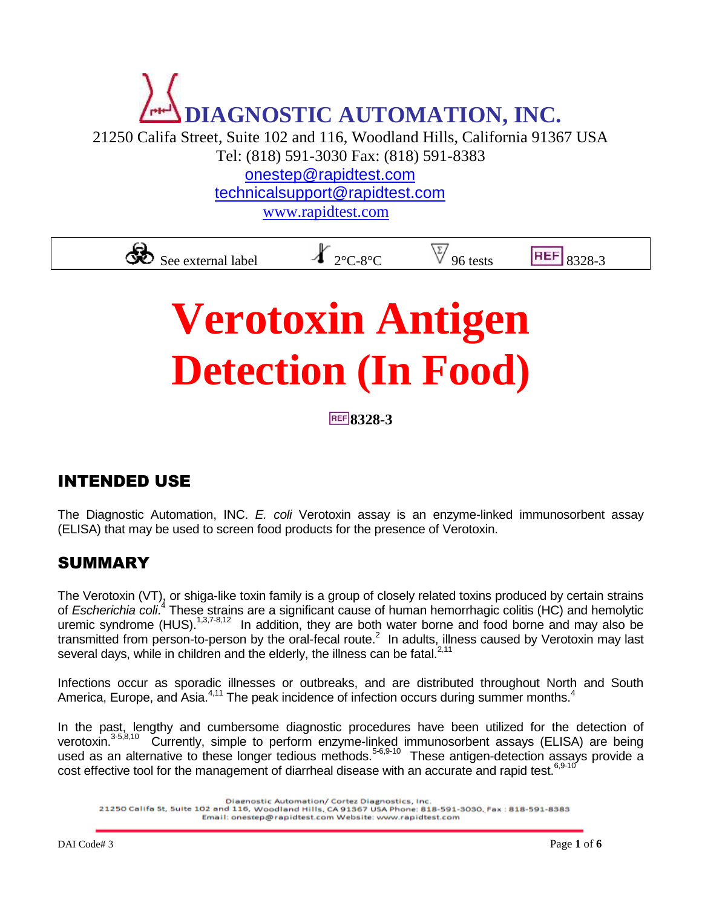# DIAGNOSTIC AUTOMATION, INC.

21250 Califa Street, Suite 102 and 116, Woodland Hills, California 91367 USA
Tel: (818) 591-3030 Fax: (818) 591-8383
onestep@rapidtest.com
technicalsupport@rapidtest.com
www.rapidtest.com

| See external label | 2°C-8°C | 96 tests | REF 8328-3 |
|---|---|---|---|

# Verotoxin Antigen Detection (In Food)

**REF 8328-3**

## INTENDED USE

The Diagnostic Automation, INC. *E. coli* Verotoxin assay is an enzyme-linked immunosorbent assay (ELISA) that may be used to screen food products for the presence of Verotoxin.

## SUMMARY

The Verotoxin (VT), or shiga-like toxin family is a group of closely related toxins produced by certain strains of *Escherichia coli*.[4] These strains are a significant cause of human hemorrhagic colitis (HC) and hemolytic uremic syndrome (HUS).[1,3,7-8,12] In addition, they are both water borne and food borne and may also be transmitted from person-to-person by the oral-fecal route.[2] In adults, illness caused by Verotoxin may last several days, while in children and the elderly, the illness can be fatal.[2,11]

Infections occur as sporadic illnesses or outbreaks, and are distributed throughout North and South America, Europe, and Asia.[4,11] The peak incidence of infection occurs during summer months.[4]

In the past, lengthy and cumbersome diagnostic procedures have been utilized for the detection of verotoxin.[3-5,8,10] Currently, simple to perform enzyme-linked immunosorbent assays (ELISA) are being used as an alternative to these longer tedious methods.[5-6,9-10] These antigen-detection assays provide a cost effective tool for the management of diarrheal disease with an accurate and rapid test.[6,9-10]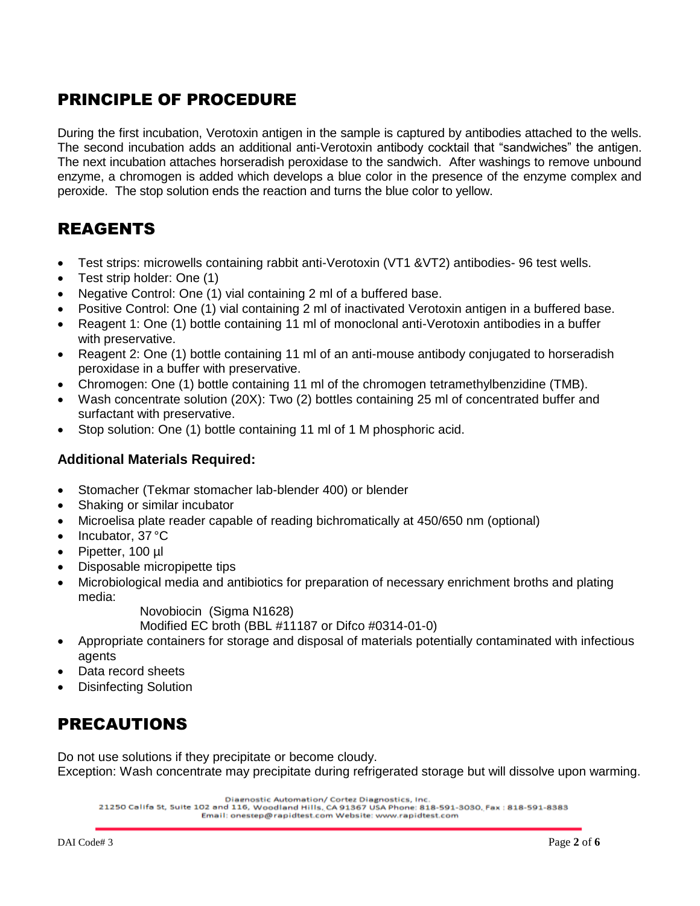## PRINCIPLE OF PROCEDURE

During the first incubation, Verotoxin antigen in the sample is captured by antibodies attached to the wells. The second incubation adds an additional anti-Verotoxin antibody cocktail that "sandwiches" the antigen. The next incubation attaches horseradish peroxidase to the sandwich. After washings to remove unbound enzyme, a chromogen is added which develops a blue color in the presence of the enzyme complex and peroxide. The stop solution ends the reaction and turns the blue color to yellow.

## REAGENTS

- Test strips: microwells containing rabbit anti-Verotoxin (VT1 &VT2) antibodies- 96 test wells.
- Test strip holder: One (1)
- Negative Control: One (1) vial containing 2 ml of a buffered base.
- Positive Control: One (1) vial containing 2 ml of inactivated Verotoxin antigen in a buffered base.
- Reagent 1: One (1) bottle containing 11 ml of monoclonal anti-Verotoxin antibodies in a buffer with preservative.
- Reagent 2: One (1) bottle containing 11 ml of an anti-mouse antibody conjugated to horseradish peroxidase in a buffer with preservative.
- Chromogen: One (1) bottle containing 11 ml of the chromogen tetramethylbenzidine (TMB).
- Wash concentrate solution (20X): Two (2) bottles containing 25 ml of concentrated buffer and surfactant with preservative.
- Stop solution: One (1) bottle containing 11 ml of 1 M phosphoric acid.

### Additional Materials Required:

- Stomacher (Tekmar stomacher lab-blender 400) or blender
- Shaking or similar incubator
- Microelisa plate reader capable of reading bichromatically at 450/650 nm (optional)
- Incubator, 37 °C
- Pipetter, 100 µl
- Disposable micropipette tips
- Microbiological media and antibiotics for preparation of necessary enrichment broths and plating media:
  - Novobiocin (Sigma N1628)
  - Modified EC broth (BBL #11187 or Difco #0314-01-0)
- Appropriate containers for storage and disposal of materials potentially contaminated with infectious agents
- Data record sheets
- Disinfecting Solution

## PRECAUTIONS

Do not use solutions if they precipitate or become cloudy.
Exception: Wash concentrate may precipitate during refrigerated storage but will dissolve upon warming.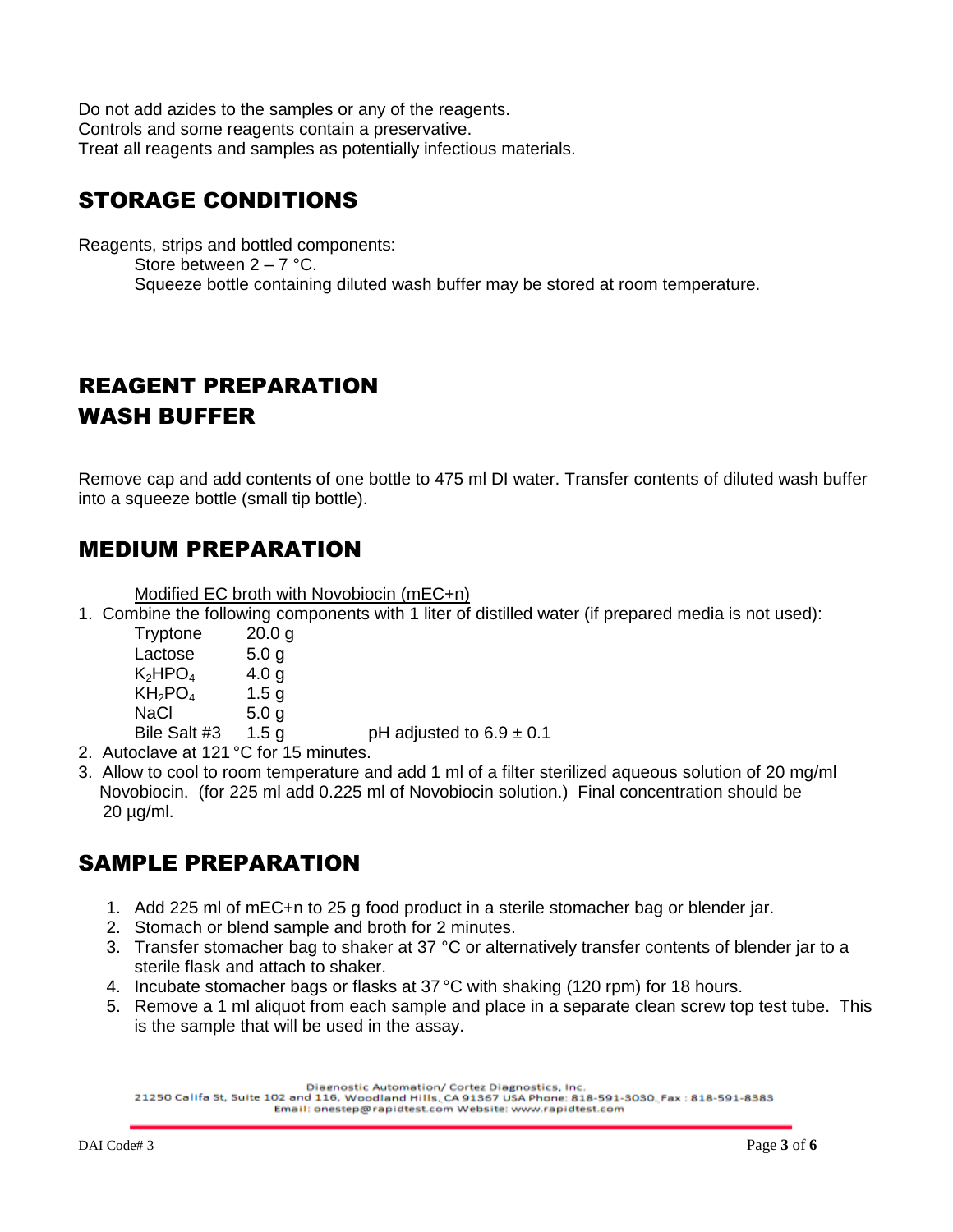Do not add azides to the samples or any of the reagents.
Controls and some reagents contain a preservative.
Treat all reagents and samples as potentially infectious materials.

## STORAGE CONDITIONS

Reagents, strips and bottled components:

Store between 2 – 7 °C.
Squeeze bottle containing diluted wash buffer may be stored at room temperature.

## REAGENT PREPARATION

## WASH BUFFER

Remove cap and add contents of one bottle to 475 ml DI water. Transfer contents of diluted wash buffer into a squeeze bottle (small tip bottle).

## MEDIUM PREPARATION

Modified EC broth with Novobiocin (mEC+n)

1. Combine the following components with 1 liter of distilled water (if prepared media is not used):

| | | |
|---|---|---|
| Tryptone | 20.0 g | |
| Lactose | 5.0 g | |
| $K_2HPO_4$ | 4.0 g | |
| $KH_2PO_4$ | 1.5 g | |
| NaCl | 5.0 g | |
| Bile Salt #3 | 1.5 g | pH adjusted to 6.9 ± 0.1 |

2. Autoclave at 121 °C for 15 minutes.
3. Allow to cool to room temperature and add 1 ml of a filter sterilized aqueous solution of 20 mg/ml Novobiocin. (for 225 ml add 0.225 ml of Novobiocin solution.) Final concentration should be 20 µg/ml.

## SAMPLE PREPARATION

1. Add 225 ml of mEC+n to 25 g food product in a sterile stomacher bag or blender jar.
2. Stomach or blend sample and broth for 2 minutes.
3. Transfer stomacher bag to shaker at 37 °C or alternatively transfer contents of blender jar to a sterile flask and attach to shaker.
4. Incubate stomacher bags or flasks at 37 °C with shaking (120 rpm) for 18 hours.
5. Remove a 1 ml aliquot from each sample and place in a separate clean screw top test tube. This is the sample that will be used in the assay.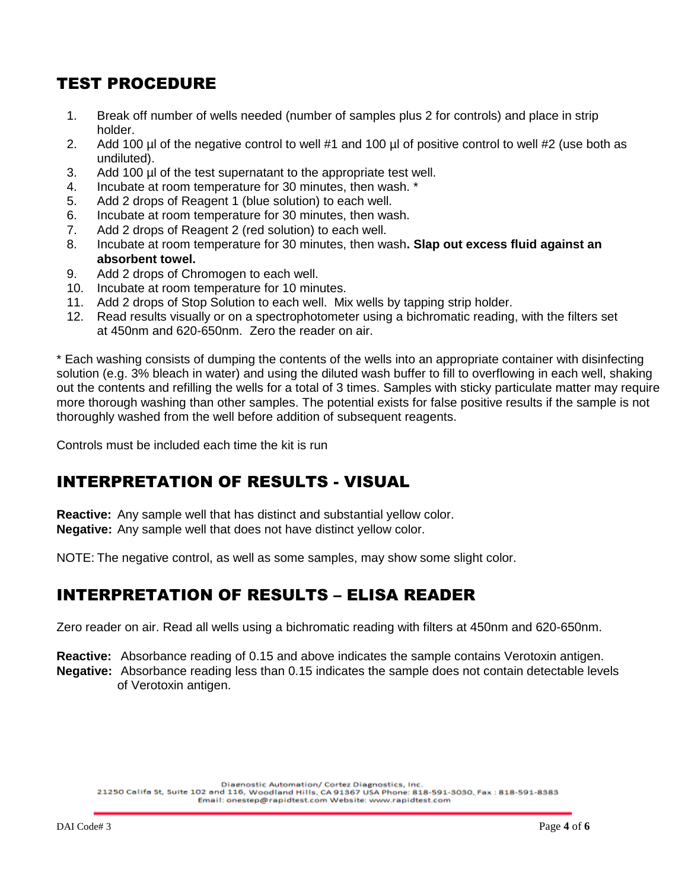## TEST PROCEDURE

1. Break off number of wells needed (number of samples plus 2 for controls) and place in strip holder.
2. Add 100 µl of the negative control to well #1 and 100 µl of positive control to well #2 (use both as undiluted).
3. Add 100 µl of the test supernatant to the appropriate test well.
4. Incubate at room temperature for 30 minutes, then wash. *
5. Add 2 drops of Reagent 1 (blue solution) to each well.
6. Incubate at room temperature for 30 minutes, then wash.
7. Add 2 drops of Reagent 2 (red solution) to each well.
8. Incubate at room temperature for 30 minutes, then wash**. Slap out excess fluid against an absorbent towel.**
9. Add 2 drops of Chromogen to each well.
10. Incubate at room temperature for 10 minutes.
11. Add 2 drops of Stop Solution to each well. Mix wells by tapping strip holder.
12. Read results visually or on a spectrophotometer using a bichromatic reading, with the filters set at 450nm and 620-650nm. Zero the reader on air.

* Each washing consists of dumping the contents of the wells into an appropriate container with disinfecting solution (e.g. 3% bleach in water) and using the diluted wash buffer to fill to overflowing in each well, shaking out the contents and refilling the wells for a total of 3 times. Samples with sticky particulate matter may require more thorough washing than other samples. The potential exists for false positive results if the sample is not thoroughly washed from the well before addition of subsequent reagents.

Controls must be included each time the kit is run

## INTERPRETATION OF RESULTS - VISUAL

**Reactive:** Any sample well that has distinct and substantial yellow color.
**Negative:** Any sample well that does not have distinct yellow color.

NOTE: The negative control, as well as some samples, may show some slight color.

## INTERPRETATION OF RESULTS – ELISA READER

Zero reader on air. Read all wells using a bichromatic reading with filters at 450nm and 620-650nm.

**Reactive:** Absorbance reading of 0.15 and above indicates the sample contains Verotoxin antigen.
**Negative:** Absorbance reading less than 0.15 indicates the sample does not contain detectable levels of Verotoxin antigen.

Diagnostic Automation/ Cortez Diagnostics, Inc.
21250 Califa St, Suite 102 and 116, Woodland Hills, CA 91367 USA Phone: 818-591-3030, Fax : 818-591-8383
Email: onestep@rapidtest.com Website: www.rapidtest.com

DAI Code# 3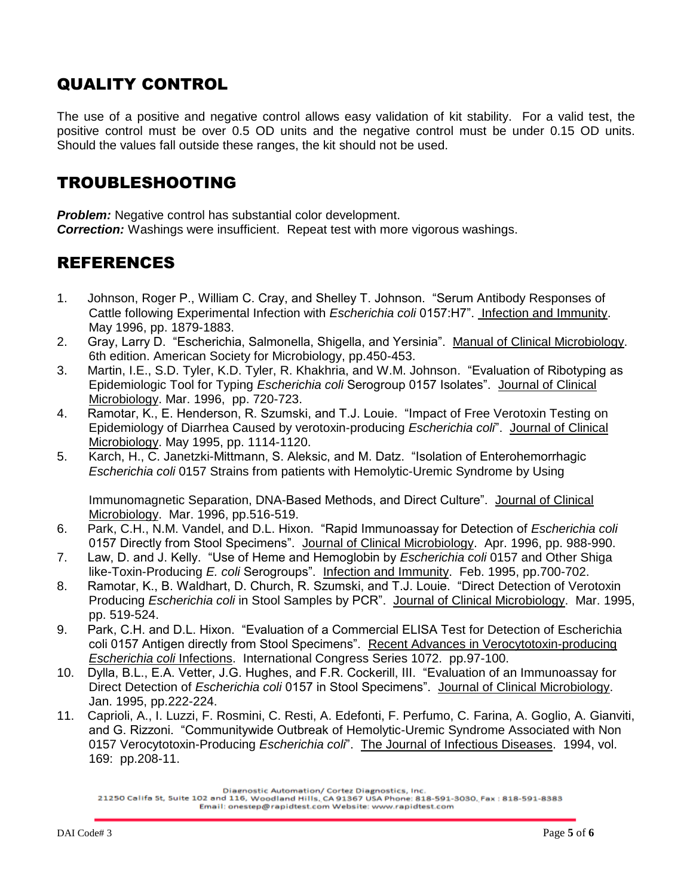## QUALITY CONTROL

The use of a positive and negative control allows easy validation of kit stability. For a valid test, the positive control must be over 0.5 OD units and the negative control must be under 0.15 OD units. Should the values fall outside these ranges, the kit should not be used.

## TROUBLESHOOTING

***Problem:*** Negative control has substantial color development.
***Correction:*** Washings were insufficient. Repeat test with more vigorous washings.

## REFERENCES

1. Johnson, Roger P., William C. Cray, and Shelley T. Johnson. "Serum Antibody Responses of Cattle following Experimental Infection with *Escherichia coli* 0157:H7". Infection and Immunity. May 1996, pp. 1879-1883.
2. Gray, Larry D. "Escherichia, Salmonella, Shigella, and Yersinia". Manual of Clinical Microbiology. 6th edition. American Society for Microbiology, pp.450-453.
3. Martin, I.E., S.D. Tyler, K.D. Tyler, R. Khakhria, and W.M. Johnson. "Evaluation of Ribotyping as Epidemiologic Tool for Typing *Escherichia coli* Serogroup 0157 Isolates". Journal of Clinical Microbiology. Mar. 1996, pp. 720-723.
4. Ramotar, K., E. Henderson, R. Szumski, and T.J. Louie. "Impact of Free Verotoxin Testing on Epidemiology of Diarrhea Caused by verotoxin-producing *Escherichia coli*". Journal of Clinical Microbiology. May 1995, pp. 1114-1120.
5. Karch, H., C. Janetzki-Mittmann, S. Aleksic, and M. Datz. "Isolation of Enterohemorrhagic *Escherichia coli* 0157 Strains from patients with Hemolytic-Uremic Syndrome by Using Immunomagnetic Separation, DNA-Based Methods, and Direct Culture". Journal of Clinical Microbiology. Mar. 1996, pp.516-519.
6. Park, C.H., N.M. Vandel, and D.L. Hixon. "Rapid Immunoassay for Detection of *Escherichia coli* 0157 Directly from Stool Specimens". Journal of Clinical Microbiology. Apr. 1996, pp. 988-990.
7. Law, D. and J. Kelly. "Use of Heme and Hemoglobin by *Escherichia coli* 0157 and Other Shiga like-Toxin-Producing *E. coli* Serogroups". Infection and Immunity. Feb. 1995, pp.700-702.
8. Ramotar, K., B. Waldhart, D. Church, R. Szumski, and T.J. Louie. "Direct Detection of Verotoxin Producing *Escherichia coli* in Stool Samples by PCR". Journal of Clinical Microbiology. Mar. 1995, pp. 519-524.
9. Park, C.H. and D.L. Hixon. "Evaluation of a Commercial ELISA Test for Detection of Escherichia coli 0157 Antigen directly from Stool Specimens". Recent Advances in Verocytotoxin-producing *Escherichia coli* Infections. International Congress Series 1072. pp.97-100.
10. Dylla, B.L., E.A. Vetter, J.G. Hughes, and F.R. Cockerill, III. "Evaluation of an Immunoassay for Direct Detection of *Escherichia coli* 0157 in Stool Specimens". Journal of Clinical Microbiology. Jan. 1995, pp.222-224.
11. Caprioli, A., I. Luzzi, F. Rosmini, C. Resti, A. Edefonti, F. Perfumo, C. Farina, A. Goglio, A. Gianviti, and G. Rizzoni. "Communitywide Outbreak of Hemolytic-Uremic Syndrome Associated with Non 0157 Verocytotoxin-Producing *Escherichia coli*". The Journal of Infectious Diseases. 1994, vol. 169: pp.208-11.

Diagnostic Automation/ Cortez Diagnostics, Inc.
21250 Califa St, Suite 102 and 116, Woodland Hills, CA 91367 USA Phone: 818-591-3030, Fax : 818-591-8383
Email: onestep@rapidtest.com Website: www.rapidtest.com

DAI Code# 3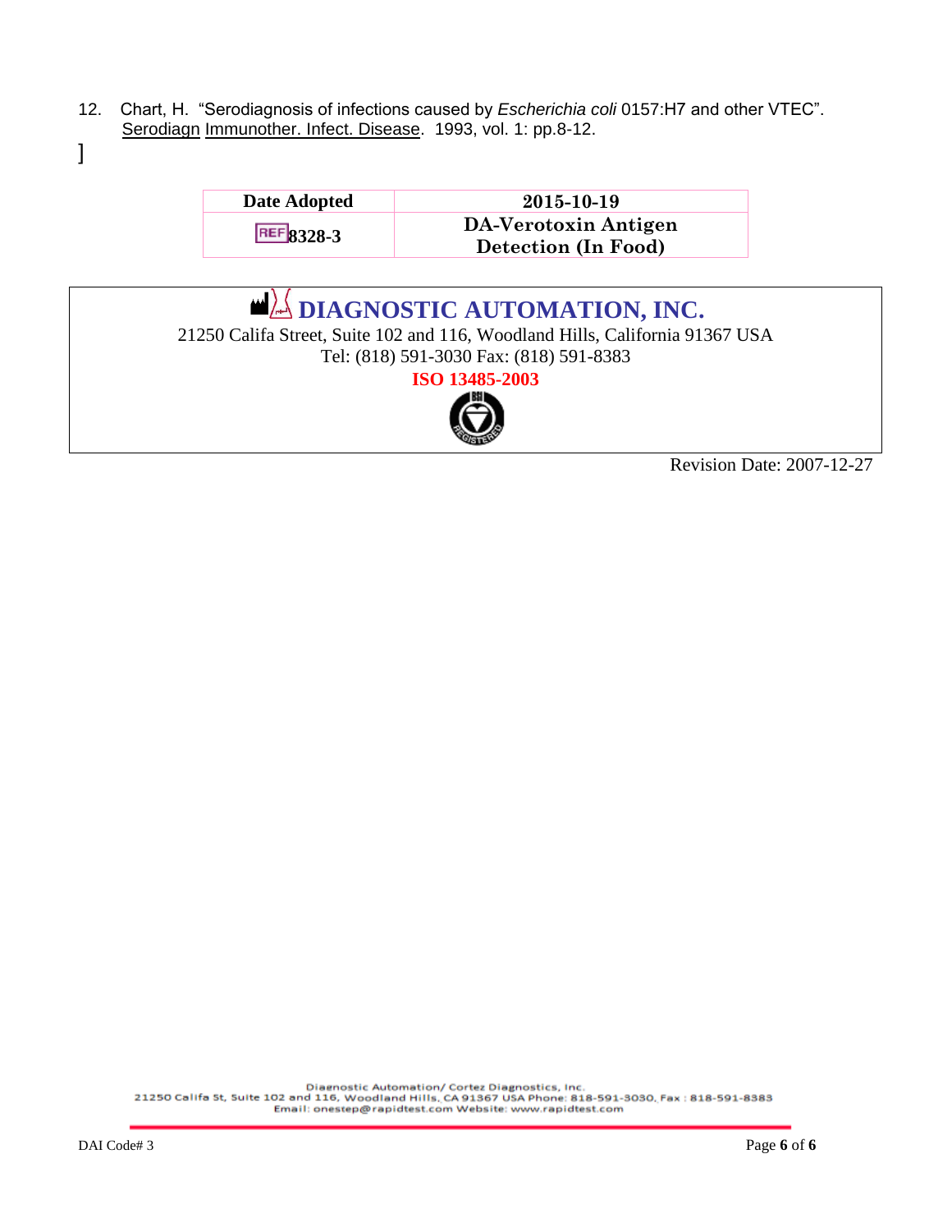12. Chart, H. "Serodiagnosis of infections caused by *Escherichia coli* 0157:H7 and other VTEC". Serodiagn Immunother. Infect. Disease. 1993, vol. 1: pp.8-12.

]

| Date Adopted | 2015-10-19 |
|---|---|
| REF 8328-3 | DA-Verotoxin Antigen Detection (In Food) |

**DIAGNOSTIC AUTOMATION, INC.**

21250 Califa Street, Suite 102 and 116, Woodland Hills, California 91367 USA
Tel: (818) 591-3030 Fax: (818) 591-8383

**ISO 13485-2003**

Revision Date: 2007-12-27

Diagnostic Automation/ Cortez Diagnostics, Inc.
21250 Califa St, Suite 102 and 116, Woodland Hills, CA 91367 USA Phone: 818-591-3030, Fax : 818-591-8383
Email: onestep@rapidtest.com Website: www.rapidtest.com

DAI Code# 3